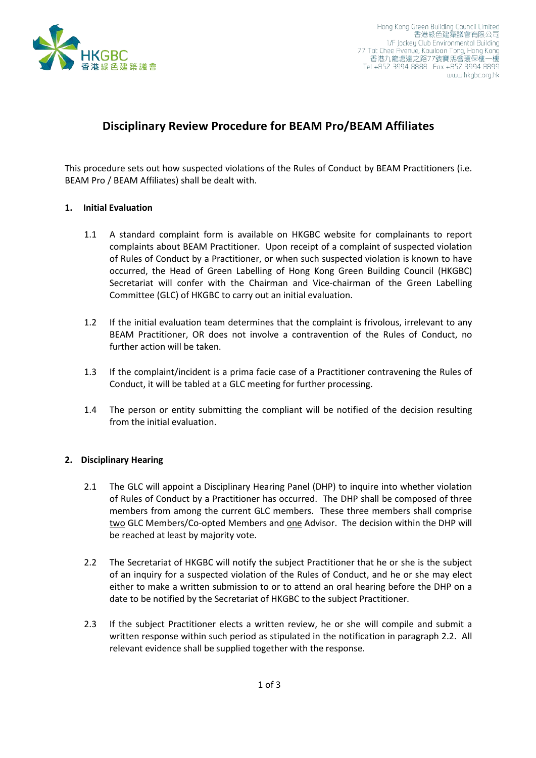Hong Kong Green Building Council Limited
香港綠色建築議會有限公司
1/F Jockey Club Environmental Building
77 Tat Chee Avenue, Kowloon Tong, Hong Kong
香港九龍達之路77號賽馬會環保樓一樓
Tel +852 3994 8888 Fax +852 3994 8899
www.hkgbc.org.hk

# Disciplinary Review Procedure for BEAM Pro/BEAM Affiliates

This procedure sets out how suspected violations of the Rules of Conduct by BEAM Practitioners (i.e. BEAM Pro / BEAM Affiliates) shall be dealt with.

## 1. Initial Evaluation

1.1 A standard complaint form is available on HKGBC website for complainants to report complaints about BEAM Practitioner. Upon receipt of a complaint of suspected violation of Rules of Conduct by a Practitioner, or when such suspected violation is known to have occurred, the Head of Green Labelling of Hong Kong Green Building Council (HKGBC) Secretariat will confer with the Chairman and Vice-chairman of the Green Labelling Committee (GLC) of HKGBC to carry out an initial evaluation.

1.2 If the initial evaluation team determines that the complaint is frivolous, irrelevant to any BEAM Practitioner, OR does not involve a contravention of the Rules of Conduct, no further action will be taken.

1.3 If the complaint/incident is a prima facie case of a Practitioner contravening the Rules of Conduct, it will be tabled at a GLC meeting for further processing.

1.4 The person or entity submitting the compliant will be notified of the decision resulting from the initial evaluation.

## 2. Disciplinary Hearing

2.1 The GLC will appoint a Disciplinary Hearing Panel (DHP) to inquire into whether violation of Rules of Conduct by a Practitioner has occurred. The DHP shall be composed of three members from among the current GLC members. These three members shall comprise <u>two</u> GLC Members/Co-opted Members and <u>one</u> Advisor. The decision within the DHP will be reached at least by majority vote.

2.2 The Secretariat of HKGBC will notify the subject Practitioner that he or she is the subject of an inquiry for a suspected violation of the Rules of Conduct, and he or she may elect either to make a written submission to or to attend an oral hearing before the DHP on a date to be notified by the Secretariat of HKGBC to the subject Practitioner.

2.3 If the subject Practitioner elects a written review, he or she will compile and submit a written response within such period as stipulated in the notification in paragraph 2.2. All relevant evidence shall be supplied together with the response.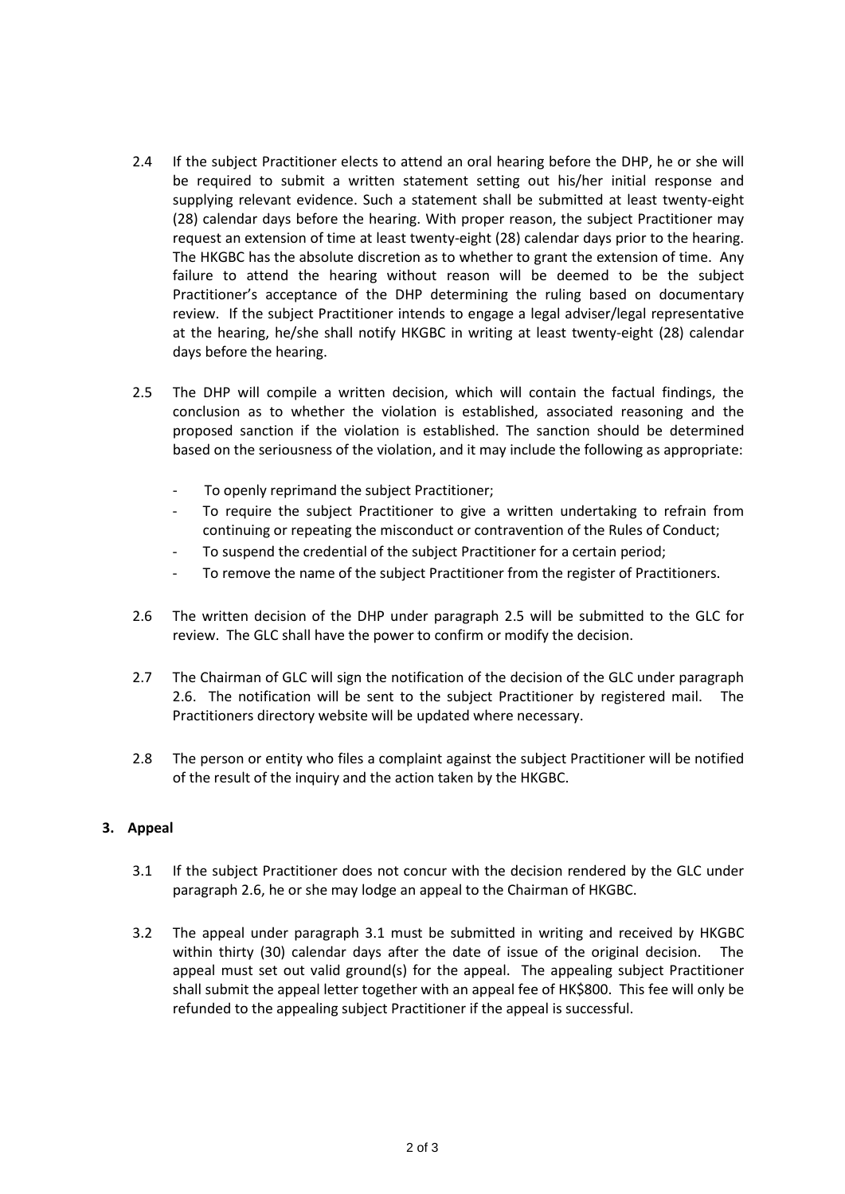2.4 If the subject Practitioner elects to attend an oral hearing before the DHP, he or she will be required to submit a written statement setting out his/her initial response and supplying relevant evidence. Such a statement shall be submitted at least twenty-eight (28) calendar days before the hearing. With proper reason, the subject Practitioner may request an extension of time at least twenty-eight (28) calendar days prior to the hearing. The HKGBC has the absolute discretion as to whether to grant the extension of time. Any failure to attend the hearing without reason will be deemed to be the subject Practitioner's acceptance of the DHP determining the ruling based on documentary review. If the subject Practitioner intends to engage a legal adviser/legal representative at the hearing, he/she shall notify HKGBC in writing at least twenty-eight (28) calendar days before the hearing.

2.5 The DHP will compile a written decision, which will contain the factual findings, the conclusion as to whether the violation is established, associated reasoning and the proposed sanction if the violation is established. The sanction should be determined based on the seriousness of the violation, and it may include the following as appropriate:

- To openly reprimand the subject Practitioner;
- To require the subject Practitioner to give a written undertaking to refrain from continuing or repeating the misconduct or contravention of the Rules of Conduct;
- To suspend the credential of the subject Practitioner for a certain period;
- To remove the name of the subject Practitioner from the register of Practitioners.

2.6 The written decision of the DHP under paragraph 2.5 will be submitted to the GLC for review. The GLC shall have the power to confirm or modify the decision.

2.7 The Chairman of GLC will sign the notification of the decision of the GLC under paragraph 2.6. The notification will be sent to the subject Practitioner by registered mail. The Practitioners directory website will be updated where necessary.

2.8 The person or entity who files a complaint against the subject Practitioner will be notified of the result of the inquiry and the action taken by the HKGBC.

**3. Appeal**

3.1 If the subject Practitioner does not concur with the decision rendered by the GLC under paragraph 2.6, he or she may lodge an appeal to the Chairman of HKGBC.

3.2 The appeal under paragraph 3.1 must be submitted in writing and received by HKGBC within thirty (30) calendar days after the date of issue of the original decision. The appeal must set out valid ground(s) for the appeal. The appealing subject Practitioner shall submit the appeal letter together with an appeal fee of HK$800. This fee will only be refunded to the appealing subject Practitioner if the appeal is successful.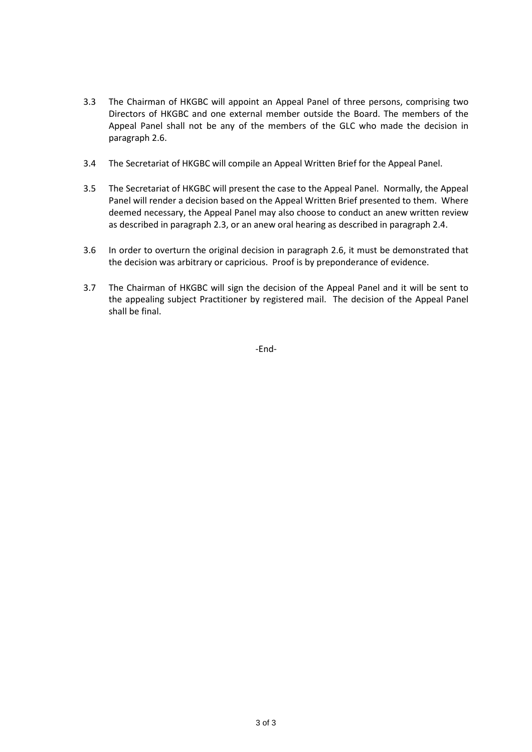3.3 The Chairman of HKGBC will appoint an Appeal Panel of three persons, comprising two Directors of HKGBC and one external member outside the Board. The members of the Appeal Panel shall not be any of the members of the GLC who made the decision in paragraph 2.6.

3.4 The Secretariat of HKGBC will compile an Appeal Written Brief for the Appeal Panel.

3.5 The Secretariat of HKGBC will present the case to the Appeal Panel. Normally, the Appeal Panel will render a decision based on the Appeal Written Brief presented to them. Where deemed necessary, the Appeal Panel may also choose to conduct an anew written review as described in paragraph 2.3, or an anew oral hearing as described in paragraph 2.4.

3.6 In order to overturn the original decision in paragraph 2.6, it must be demonstrated that the decision was arbitrary or capricious. Proof is by preponderance of evidence.

3.7 The Chairman of HKGBC will sign the decision of the Appeal Panel and it will be sent to the appealing subject Practitioner by registered mail. The decision of the Appeal Panel shall be final.

-End-